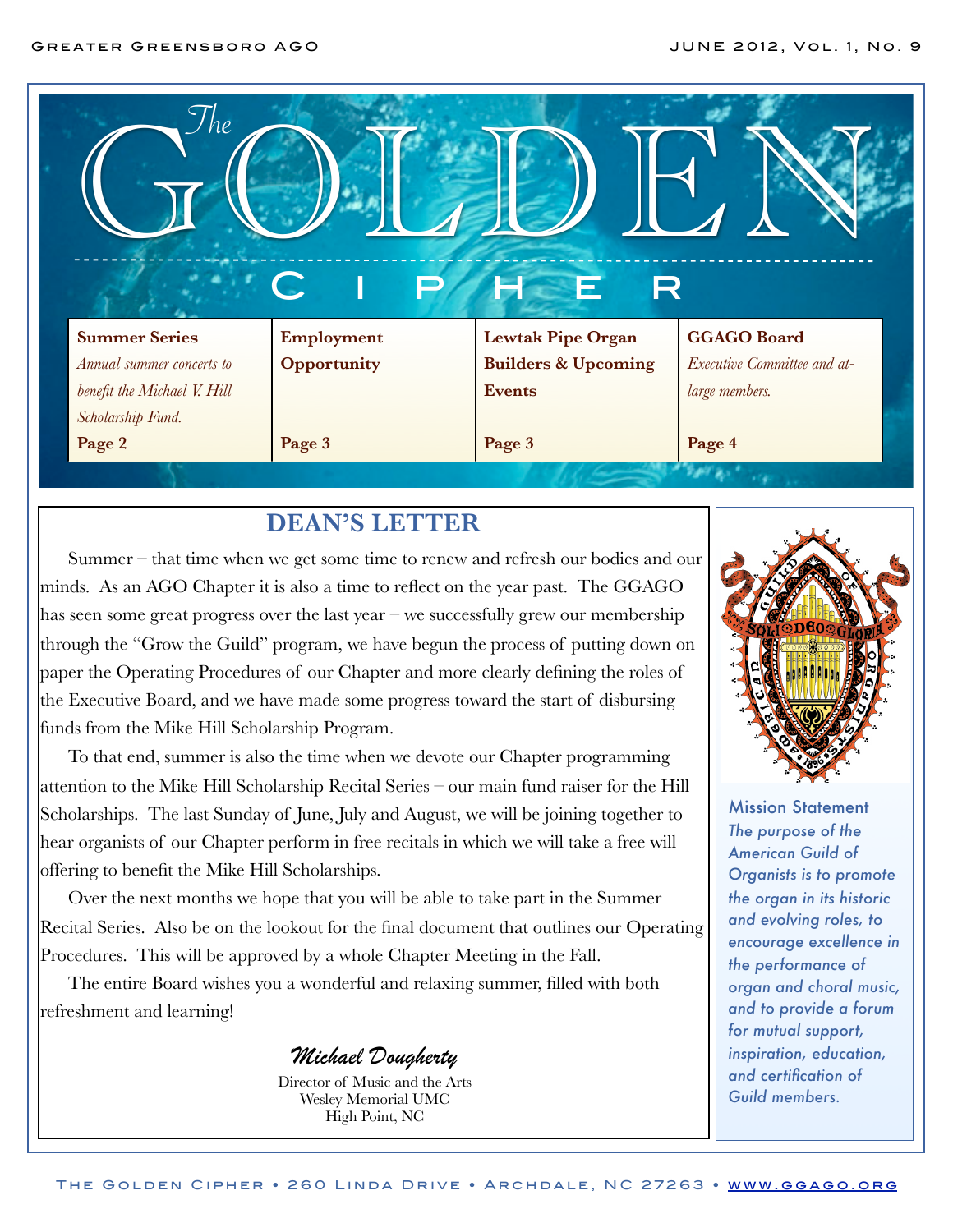# The GOLDEN CIPHER

| Summer Series | Employment Opportunity | Lewtak Pipe Organ Builders & Upcoming Events | GGAGO Board |
| --- | --- | --- | --- |
| *Annual summer concerts to benefit the Michael V. Hill Scholarship Fund.* | | | *Executive Committee and at-large members.* |
| **Page 2** | **Page 3** | **Page 3** | **Page 4** |

## DEAN'S LETTER

Summer – that time when we get some time to renew and refresh our bodies and our minds. As an AGO Chapter it is also a time to reflect on the year past. The GGAGO has seen some great progress over the last year – we successfully grew our membership through the "Grow the Guild" program, we have begun the process of putting down on paper the Operating Procedures of our Chapter and more clearly defining the roles of the Executive Board, and we have made some progress toward the start of disbursing funds from the Mike Hill Scholarship Program.

To that end, summer is also the time when we devote our Chapter programming attention to the Mike Hill Scholarship Recital Series – our main fund raiser for the Hill Scholarships. The last Sunday of June, July and August, we will be joining together to hear organists of our Chapter perform in free recitals in which we will take a free will offering to benefit the Mike Hill Scholarships.

Over the next months we hope that you will be able to take part in the Summer Recital Series. Also be on the lookout for the final document that outlines our Operating Procedures. This will be approved by a whole Chapter Meeting in the Fall.

The entire Board wishes you a wonderful and relaxing summer, filled with both refreshment and learning!

*Michael Dougherty*
Director of Music and the Arts
Wesley Memorial UMC
High Point, NC

**Mission Statement**

*The purpose of the American Guild of Organists is to promote the organ in its historic and evolving roles, to encourage excellence in the performance of organ and choral music, and to provide a forum for mutual support, inspiration, education, and certification of Guild members.*

The Golden Cipher • 260 Linda Drive • Archdale, NC 27263 • www.ggago.org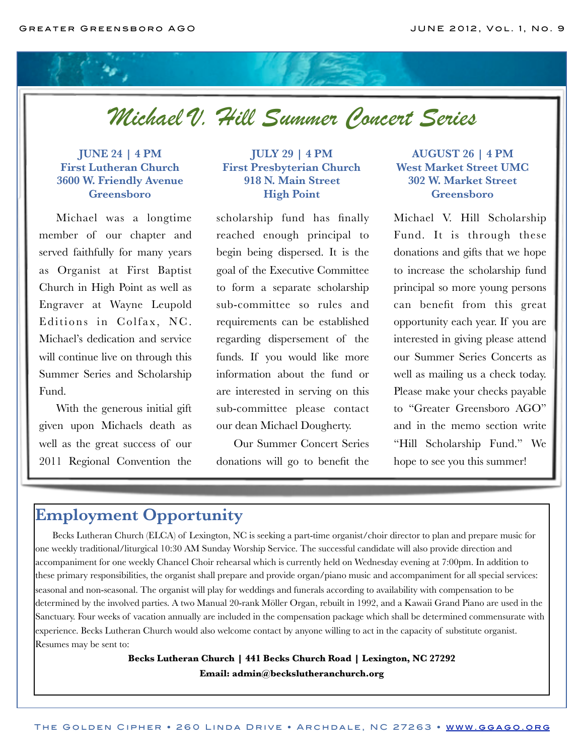# Michael V. Hill Summer Concert Series

**JUNE 24 | 4 PM**
**First Lutheran Church**
**3600 W. Friendly Avenue**
**Greensboro**

**JULY 29 | 4 PM**
**First Presbyterian Church**
**918 N. Main Street**
**High Point**

**AUGUST 26 | 4 PM**
**West Market Street UMC**
**302 W. Market Street**
**Greensboro**

Michael was a longtime member of our chapter and served faithfully for many years as Organist at First Baptist Church in High Point as well as Engraver at Wayne Leupold Editions in Colfax, NC. Michael's dedication and service will continue live on through this Summer Series and Scholarship Fund.

With the generous initial gift given upon Michaels death as well as the great success of our 2011 Regional Convention the scholarship fund has finally reached enough principal to begin being dispersed. It is the goal of the Executive Committee to form a separate scholarship sub-committee so rules and requirements can be established regarding dispersement of the funds. If you would like more information about the fund or are interested in serving on this sub-committee please contact our dean Michael Dougherty.

Our Summer Concert Series donations will go to benefit the Michael V. Hill Scholarship Fund. It is through these donations and gifts that we hope to increase the scholarship fund principal so more young persons can benefit from this great opportunity each year. If you are interested in giving please attend our Summer Series Concerts as well as mailing us a check today. Please make your checks payable to "Greater Greensboro AGO" and in the memo section write "Hill Scholarship Fund." We hope to see you this summer!

## Employment Opportunity

Becks Lutheran Church (ELCA) of Lexington, NC is seeking a part-time organist/choir director to plan and prepare music for one weekly traditional/liturgical 10:30 AM Sunday Worship Service. The successful candidate will also provide direction and accompaniment for one weekly Chancel Choir rehearsal which is currently held on Wednesday evening at 7:00pm. In addition to these primary responsibilities, the organist shall prepare and provide organ/piano music and accompaniment for all special services: seasonal and non-seasonal. The organist will play for weddings and funerals according to availability with compensation to be determined by the involved parties. A two Manual 20-rank Möller Organ, rebuilt in 1992, and a Kawaii Grand Piano are used in the Sanctuary. Four weeks of vacation annually are included in the compensation package which shall be determined commensurate with experience. Becks Lutheran Church would also welcome contact by anyone willing to act in the capacity of substitute organist. Resumes may be sent to:

**Becks Lutheran Church | 441 Becks Church Road | Lexington, NC 27292**

**Email: admin@beckslutheranchurch.org**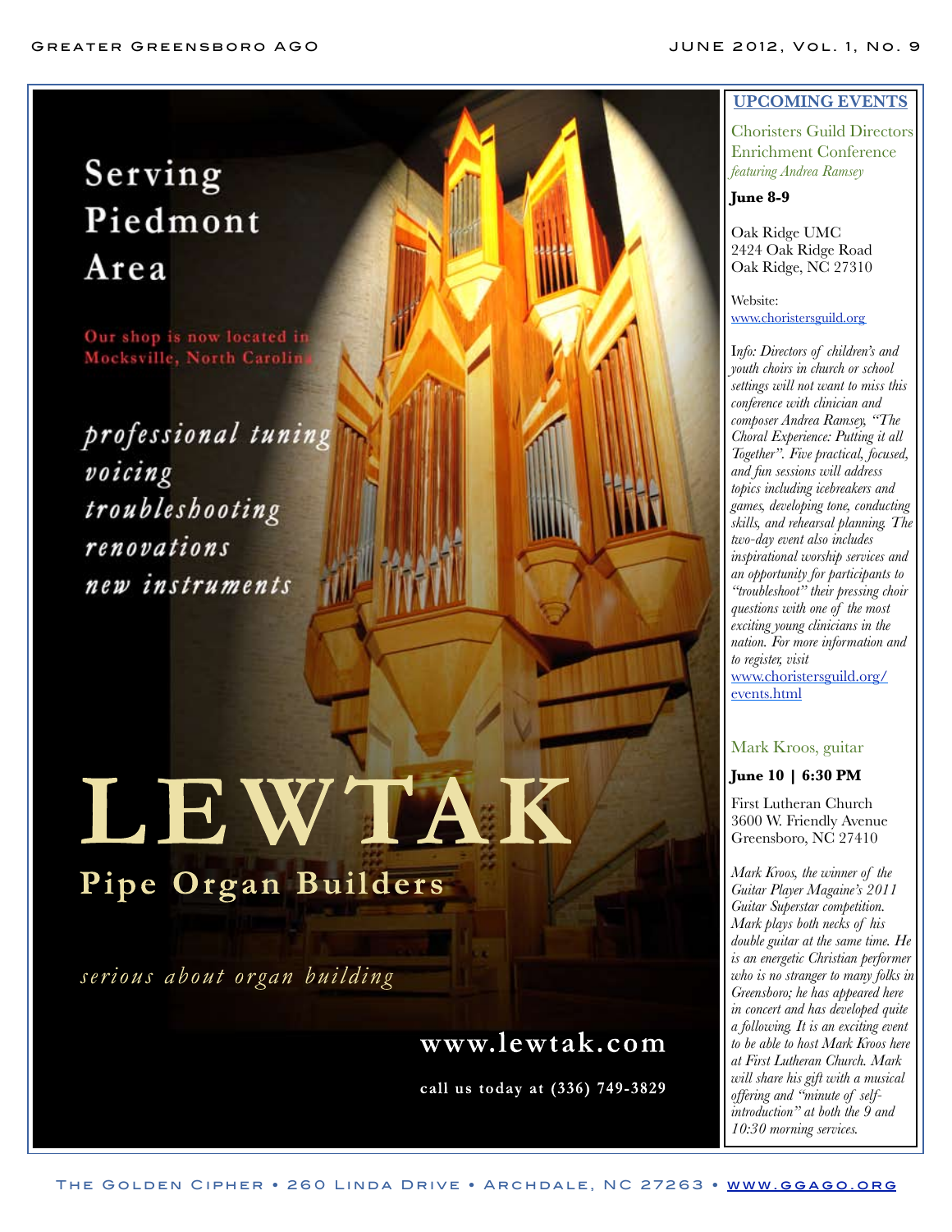Serving
Piedmont
Area

Our shop is now located in Mocksville, North Carolina

*professional tuning*
*voicing*
*troubleshooting*
*renovations*
*new instruments*

# LEWTAK

## Pipe Organ Builders

*serious about organ building*

**www.lewtak.com**

**call us today at (336) 749-3829**

## UPCOMING EVENTS

### Choristers Guild Directors Enrichment Conference

*featuring Andrea Ramsey*

**June 8-9**

Oak Ridge UMC
2424 Oak Ridge Road
Oak Ridge, NC 27310

Website:
www.choristersguild.org

I*nfo: Directors of children's and youth choirs in church or school settings will not want to miss this conference with clinician and composer Andrea Ramsey, "The Choral Experience: Putting it all Together". Five practical, focused, and fun sessions will address topics including icebreakers and games, developing tone, conducting skills, and rehearsal planning. The two-day event also includes inspirational worship services and an opportunity for participants to "troubleshoot" their pressing choir questions with one of the most exciting young clinicians in the nation. For more information and to register, visit* www.choristersguild.org/events.html

### Mark Kroos, guitar

**June 10 | 6:30 PM**

First Lutheran Church
3600 W. Friendly Avenue
Greensboro, NC 27410

*Mark Kroos, the winner of the Guitar Player Magaine's 2011 Guitar Superstar competition. Mark plays both necks of his double guitar at the same time. He is an energetic Christian performer who is no stranger to many folks in Greensboro; he has appeared here in concert and has developed quite a following. It is an exciting event to be able to host Mark Kroos here at First Lutheran Church. Mark will share his gift with a musical offering and "minute of self-introduction" at both the 9 and 10:30 morning services.*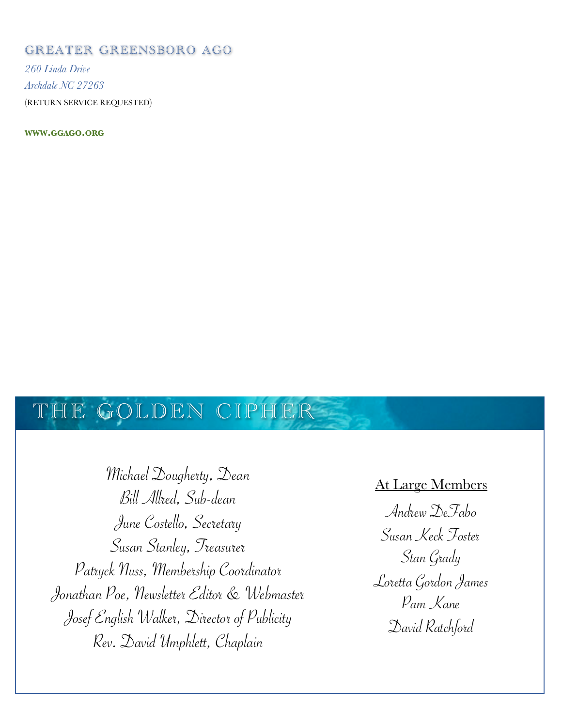GREATER GREENSBORO AGO

*260 Linda Drive*

*Archdale NC 27263*

(RETURN SERVICE REQUESTED)

**WWW.GGAGO.ORG**

# THE GOLDEN CIPHER

*Michael Dougherty, Dean*
*Bill Allred, Sub-dean*
*June Costello, Secretary*
*Susan Stanley, Treasurer*
*Patryck Nuss, Membership Coordinator*
*Jonathan Poe, Newsletter Editor & Webmaster*
*Josef English Walker, Director of Publicity*
*Rev. David Umphlett, Chaplain*

At Large Members

*Andrew DeFabo*
*Susan Keck Foster*
*Stan Grady*
*Loretta Gordon James*
*Pam Kane*
*David Ratchford*